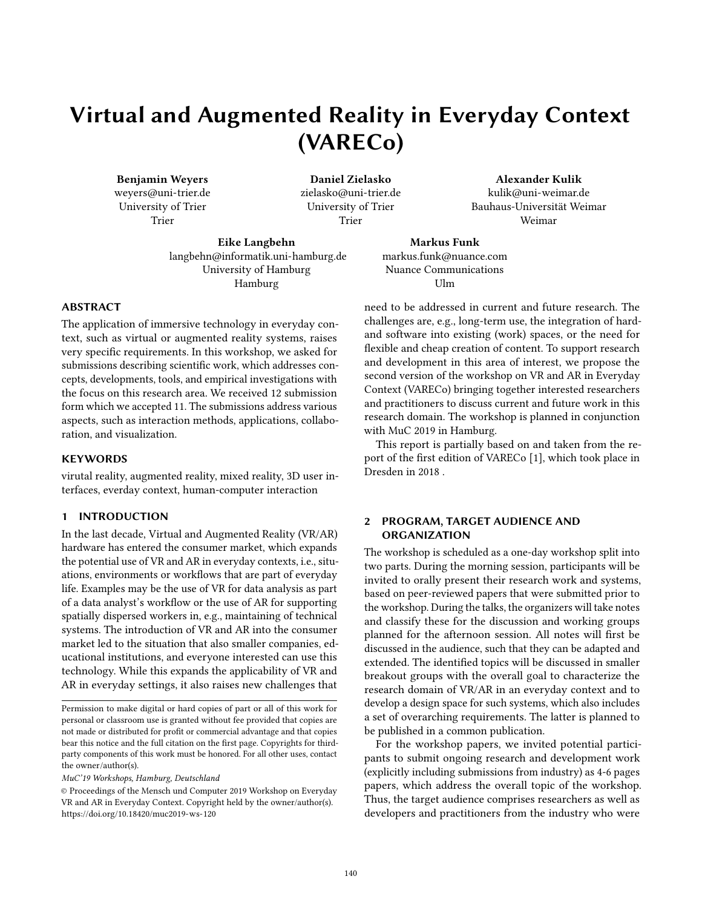# Virtual and Augmented Reality in Everyday Context (VAREСo)

**Benjamin Weyers**
weyers@uni-trier.de
University of Trier
Trier

**Daniel Zielasko**
zielasko@uni-trier.de
University of Trier
Trier

**Alexander Kulik**
kulik@uni-weimar.de
Bauhaus-Universität Weimar
Weimar

**Eike Langbehn**
langbehn@informatik.uni-hamburg.de
University of Hamburg
Hamburg

**Markus Funk**
markus.funk@nuance.com
Nuance Communications
Ulm

## ABSTRACT

The application of immersive technology in everyday context, such as virtual or augmented reality systems, raises very specific requirements. In this workshop, we asked for submissions describing scientific work, which addresses concepts, developments, tools, and empirical investigations with the focus on this research area. We received 12 submission form which we accepted 11. The submissions address various aspects, such as interaction methods, applications, collaboration, and visualization.

## KEYWORDS

virutal reality, augmented reality, mixed reality, 3D user interfaces, everday context, human-computer interaction

## 1 INTRODUCTION

In the last decade, Virtual and Augmented Reality (VR/AR) hardware has entered the consumer market, which expands the potential use of VR and AR in everyday contexts, i.e., situations, environments or workflows that are part of everyday life. Examples may be the use of VR for data analysis as part of a data analyst's workflow or the use of AR for supporting spatially dispersed workers in, e.g., maintaining of technical systems. The introduction of VR and AR into the consumer market led to the situation that also smaller companies, educational institutions, and everyone interested can use this technology. While this expands the applicability of VR and AR in everyday settings, it also raises new challenges that need to be addressed in current and future research. The challenges are, e.g., long-term use, the integration of hard- and software into existing (work) spaces, or the need for flexible and cheap creation of content. To support research and development in this area of interest, we propose the second version of the workshop on VR and AR in Everyday Context (VAREСo) bringing together interested researchers and practitioners to discuss current and future work in this research domain. The workshop is planned in conjunction with MuC 2019 in Hamburg.

This report is partially based on and taken from the report of the first edition of VAREСo [1], which took place in Dresden in 2018 .

## 2 PROGRAM, TARGET AUDIENCE AND ORGANIZATION

The workshop is scheduled as a one-day workshop split into two parts. During the morning session, participants will be invited to orally present their research work and systems, based on peer-reviewed papers that were submitted prior to the workshop. During the talks, the organizers will take notes and classify these for the discussion and working groups planned for the afternoon session. All notes will first be discussed in the audience, such that they can be adapted and extended. The identified topics will be discussed in smaller breakout groups with the overall goal to characterize the research domain of VR/AR in an everyday context and to develop a design space for such systems, which also includes a set of overarching requirements. The latter is planned to be published in a common publication.

For the workshop papers, we invited potential participants to submit ongoing research and development work (explicitly including submissions from industry) as 4-6 pages papers, which address the overall topic of the workshop. Thus, the target audience comprises researchers as well as developers and practitioners from the industry who were

---

Permission to make digital or hard copies of part or all of this work for personal or classroom use is granted without fee provided that copies are not made or distributed for profit or commercial advantage and that copies bear this notice and the full citation on the first page. Copyrights for third-party components of this work must be honored. For all other uses, contact the owner/author(s).

*MuC'19 Workshops, Hamburg, Deutschland*

© Proceedings of the Mensch und Computer 2019 Workshop on Everyday VR and AR in Everyday Context. Copyright held by the owner/author(s).
https://doi.org/10.18420/muc2019-ws-120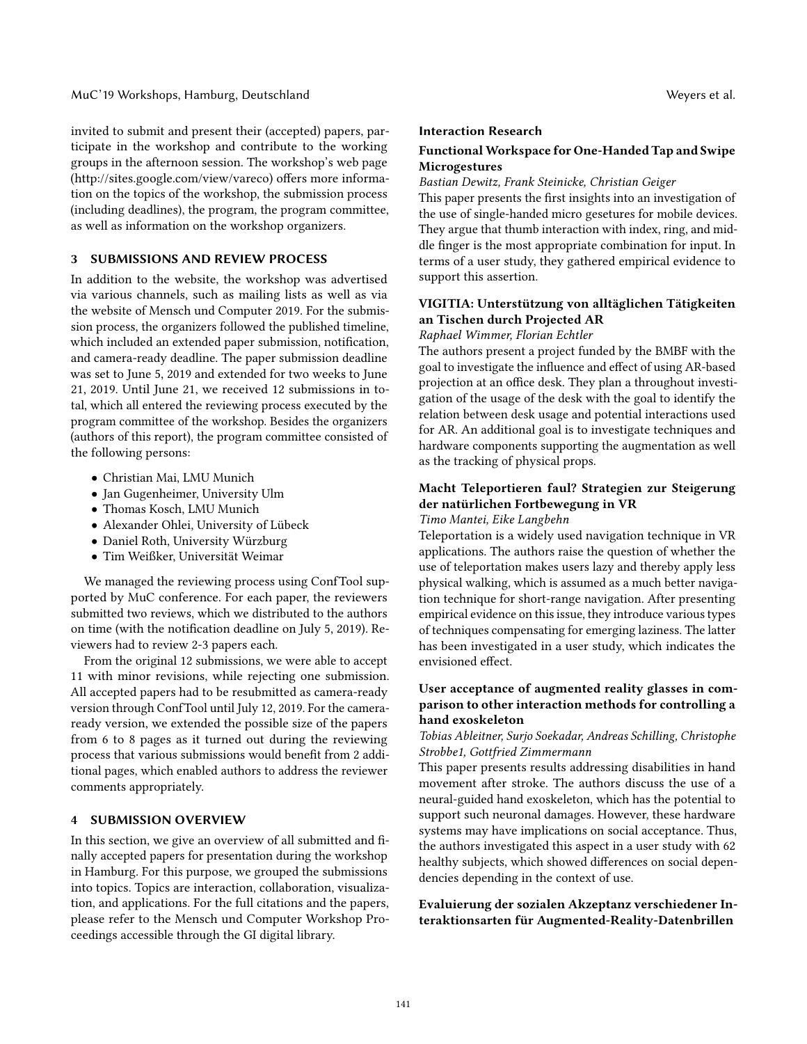invited to submit and present their (accepted) papers, participate in the workshop and contribute to the working groups in the afternoon session. The workshop's web page (http://sites.google.com/view/vareco) offers more information on the topics of the workshop, the submission process (including deadlines), the program, the program committee, as well as information on the workshop organizers.

## 3 SUBMISSIONS AND REVIEW PROCESS

In addition to the website, the workshop was advertised via various channels, such as mailing lists as well as via the website of Mensch und Computer 2019. For the submission process, the organizers followed the published timeline, which included an extended paper submission, notification, and camera-ready deadline. The paper submission deadline was set to June 5, 2019 and extended for two weeks to June 21, 2019. Until June 21, we received 12 submissions in total, which all entered the reviewing process executed by the program committee of the workshop. Besides the organizers (authors of this report), the program committee consisted of the following persons:

- Christian Mai, LMU Munich
- Jan Gugenheimer, University Ulm
- Thomas Kosch, LMU Munich
- Alexander Ohlei, University of Lübeck
- Daniel Roth, University Würzburg
- Tim Weißker, Universität Weimar

We managed the reviewing process using ConfTool supported by MuC conference. For each paper, the reviewers submitted two reviews, which we distributed to the authors on time (with the notification deadline on July 5, 2019). Reviewers had to review 2-3 papers each.

From the original 12 submissions, we were able to accept 11 with minor revisions, while rejecting one submission. All accepted papers had to be resubmitted as camera-ready version through ConfTool until July 12, 2019. For the camera-ready version, we extended the possible size of the papers from 6 to 8 pages as it turned out during the reviewing process that various submissions would benefit from 2 additional pages, which enabled authors to address the reviewer comments appropriately.

## 4 SUBMISSION OVERVIEW

In this section, we give an overview of all submitted and finally accepted papers for presentation during the workshop in Hamburg. For this purpose, we grouped the submissions into topics. Topics are interaction, collaboration, visualization, and applications. For the full citations and the papers, please refer to the Mensch und Computer Workshop Proceedings accessible through the GI digital library.

### Interaction Research

#### Functional Workspace for One-Handed Tap and Swipe Microgestures

*Bastian Dewitz, Frank Steinicke, Christian Geiger*

This paper presents the first insights into an investigation of the use of single-handed micro gesetures for mobile devices. They argue that thumb interaction with index, ring, and middle finger is the most appropriate combination for input. In terms of a user study, they gathered empirical evidence to support this assertion.

#### VIGITIA: Unterstützung von alltäglichen Tätigkeiten an Tischen durch Projected AR

*Raphael Wimmer, Florian Echtler*

The authors present a project funded by the BMBF with the goal to investigate the influence and effect of using AR-based projection at an office desk. They plan a throughout investigation of the usage of the desk with the goal to identify the relation between desk usage and potential interactions used for AR. An additional goal is to investigate techniques and hardware components supporting the augmentation as well as the tracking of physical props.

#### Macht Teleportieren faul? Strategien zur Steigerung der natürlichen Fortbewegung in VR

*Timo Mantei, Eike Langbehn*

Teleportation is a widely used navigation technique in VR applications. The authors raise the question of whether the use of teleportation makes users lazy and thereby apply less physical walking, which is assumed as a much better navigation technique for short-range navigation. After presenting empirical evidence on this issue, they introduce various types of techniques compensating for emerging laziness. The latter has been investigated in a user study, which indicates the envisioned effect.

#### User acceptance of augmented reality glasses in comparison to other interaction methods for controlling a hand exoskeleton

*Tobias Ableitner, Surjo Soekadar, Andreas Schilling, Christophe Strobbe1, Gottfried Zimmermann*

This paper presents results addressing disabilities in hand movement after stroke. The authors discuss the use of a neural-guided hand exoskeleton, which has the potential to support such neuronal damages. However, these hardware systems may have implications on social acceptance. Thus, the authors investigated this aspect in a user study with 62 healthy subjects, which showed differences on social dependencies depending in the context of use.

#### Evaluierung der sozialen Akzeptanz verschiedener Interaktionsarten für Augmented-Reality-Datenbrillen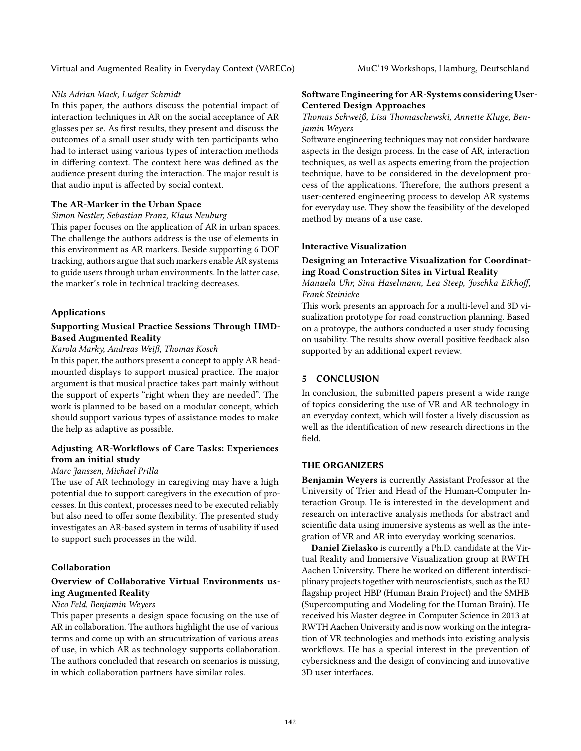*Nils Adrian Mack, Ludger Schmidt*

In this paper, the authors discuss the potential impact of interaction techniques in AR on the social acceptance of AR glasses per se. As first results, they present and discuss the outcomes of a small user study with ten participants who had to interact using various types of interaction methods in differing context. The context here was defined as the audience present during the interaction. The major result is that audio input is affected by social context.

**The AR-Marker in the Urban Space**

*Simon Nestler, Sebastian Pranz, Klaus Neuburg*

This paper focuses on the application of AR in urban spaces. The challenge the authors address is the use of elements in this environment as AR markers. Beside supporting 6 DOF tracking, authors argue that such markers enable AR systems to guide users through urban environments. In the latter case, the marker's role in technical tracking decreases.

### Applications

**Supporting Musical Practice Sessions Through HMD-Based Augmented Reality**

*Karola Marky, Andreas Weiß, Thomas Kosch*

In this paper, the authors present a concept to apply AR head-mounted displays to support musical practice. The major argument is that musical practice takes part mainly without the support of experts "right when they are needed". The work is planned to be based on a modular concept, which should support various types of assistance modes to make the help as adaptive as possible.

**Adjusting AR-Workflows of Care Tasks: Experiences from an initial study**

*Marc Janssen, Michael Prilla*

The use of AR technology in caregiving may have a high potential due to support caregivers in the execution of processes. In this context, processes need to be executed reliably but also need to offer some flexibility. The presented study investigates an AR-based system in terms of usability if used to support such processes in the wild.

### Collaboration

**Overview of Collaborative Virtual Environments using Augmented Reality**

*Nico Feld, Benjamin Weyers*

This paper presents a design space focusing on the use of AR in collaboration. The authors highlight the use of various terms and come up with an strucutrization of various areas of use, in which AR as technology supports collaboration. The authors concluded that research on scenarios is missing, in which collaboration partners have similar roles.

**Software Engineering for AR-Systems considering User-Centered Design Approaches**

*Thomas Schweiß, Lisa Thomaschewski, Annette Kluge, Benjamin Weyers*

Software engineering techniques may not consider hardware aspects in the design process. In the case of AR, interaction techniques, as well as aspects emering from the projection technique, have to be considered in the development process of the applications. Therefore, the authors present a user-centered engineering process to develop AR systems for everyday use. They show the feasibility of the developed method by means of a use case.

### Interactive Visualization

**Designing an Interactive Visualization for Coordinating Road Construction Sites in Virtual Reality**

*Manuela Uhr, Sina Haselmann, Lea Steep, Joschka Eikhoff, Frank Steinicke*

This work presents an approach for a multi-level and 3D visualization prototype for road construction planning. Based on a protoype, the authors conducted a user study focusing on usability. The results show overall positive feedback also supported by an additional expert review.

## 5 CONCLUSION

In conclusion, the submitted papers present a wide range of topics considering the use of VR and AR technology in an everyday context, which will foster a lively discussion as well as the identification of new research directions in the field.

## THE ORGANIZERS

**Benjamin Weyers** is currently Assistant Professor at the University of Trier and Head of the Human-Computer Interaction Group. He is interested in the development and research on interactive analysis methods for abstract and scientific data using immersive systems as well as the integration of VR and AR into everyday working scenarios.

**Daniel Zielasko** is currently a Ph.D. candidate at the Virtual Reality and Immersive Visualization group at RWTH Aachen University. There he worked on different interdisciplinary projects together with neuroscientists, such as the EU flagship project HBP (Human Brain Project) and the SMHB (Supercomputing and Modeling for the Human Brain). He received his Master degree in Computer Science in 2013 at RWTH Aachen University and is now working on the integration of VR technologies and methods into existing analysis workflows. He has a special interest in the prevention of cybersickness and the design of convincing and innovative 3D user interfaces.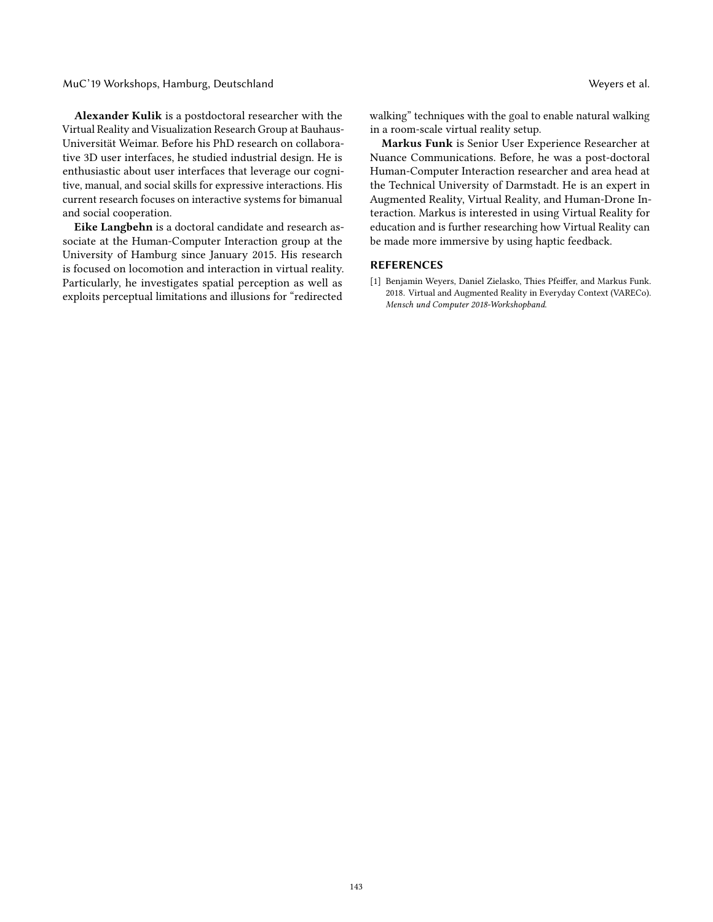**Alexander Kulik** is a postdoctoral researcher with the Virtual Reality and Visualization Research Group at Bauhaus-Universität Weimar. Before his PhD research on collaborative 3D user interfaces, he studied industrial design. He is enthusiastic about user interfaces that leverage our cognitive, manual, and social skills for expressive interactions. His current research focuses on interactive systems for bimanual and social cooperation.

**Eike Langbehn** is a doctoral candidate and research associate at the Human-Computer Interaction group at the University of Hamburg since January 2015. His research is focused on locomotion and interaction in virtual reality. Particularly, he investigates spatial perception as well as exploits perceptual limitations and illusions for "redirected walking" techniques with the goal to enable natural walking in a room-scale virtual reality setup.

**Markus Funk** is Senior User Experience Researcher at Nuance Communications. Before, he was a post-doctoral Human-Computer Interaction researcher and area head at the Technical University of Darmstadt. He is an expert in Augmented Reality, Virtual Reality, and Human-Drone Interaction. Markus is interested in using Virtual Reality for education and is further researching how Virtual Reality can be made more immersive by using haptic feedback.

## REFERENCES

[1] Benjamin Weyers, Daniel Zielasko, Thies Pfeiffer, and Markus Funk. 2018. Virtual and Augmented Reality in Everyday Context (VARECo). *Mensch und Computer 2018-Workshopband*.